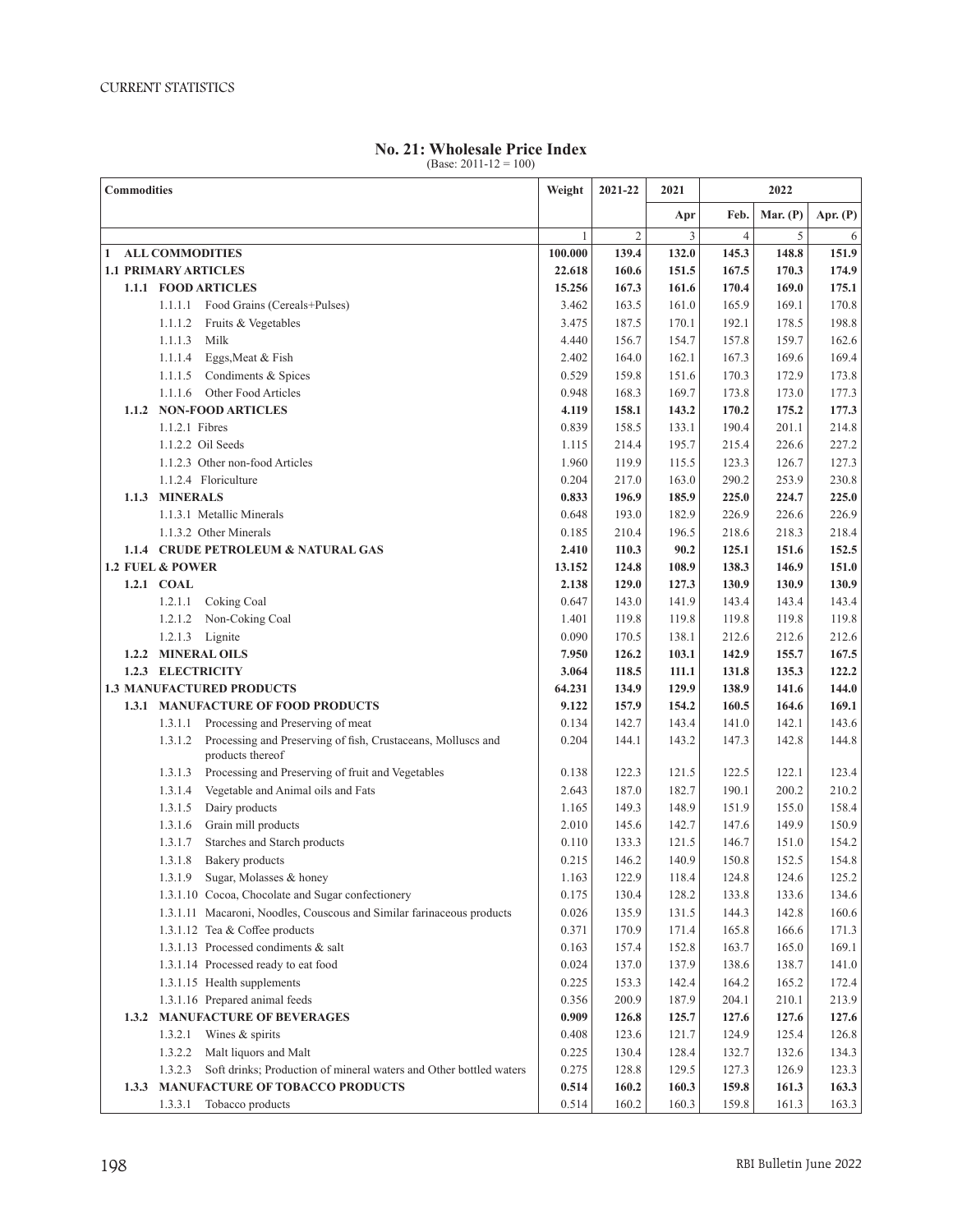## No. 21: Wholesale Price Index

(Base: 2011-12 = 100)

| Commodities | Weight | 2021-22 | 2021 | 2022 | | |
|---|---|---|---|---|---|---|
| | | | Apr | Feb. | Mar. (P) | Apr. (P) |
| | 1 | 2 | 3 | 4 | 5 | 6 |
| **1 ALL COMMODITIES** | **100.000** | **139.4** | **132.0** | **145.3** | **148.8** | **151.9** |
| **1.1 PRIMARY ARTICLES** | **22.618** | **160.6** | **151.5** | **167.5** | **170.3** | **174.9** |
| **1.1.1 FOOD ARTICLES** | **15.256** | **167.3** | **161.6** | **170.4** | **169.0** | **175.1** |
| 1.1.1.1 Food Grains (Cereals+Pulses) | 3.462 | 163.5 | 161.0 | 165.9 | 169.1 | 170.8 |
| 1.1.1.2 Fruits & Vegetables | 3.475 | 187.5 | 170.1 | 192.1 | 178.5 | 198.8 |
| 1.1.1.3 Milk | 4.440 | 156.7 | 154.7 | 157.8 | 159.7 | 162.6 |
| 1.1.1.4 Eggs,Meat & Fish | 2.402 | 164.0 | 162.1 | 167.3 | 169.6 | 169.4 |
| 1.1.1.5 Condiments & Spices | 0.529 | 159.8 | 151.6 | 170.3 | 172.9 | 173.8 |
| 1.1.1.6 Other Food Articles | 0.948 | 168.3 | 169.7 | 173.8 | 173.0 | 177.3 |
| **1.1.2 NON-FOOD ARTICLES** | **4.119** | **158.1** | **143.2** | **170.2** | **175.2** | **177.3** |
| 1.1.2.1 Fibres | 0.839 | 158.5 | 133.1 | 190.4 | 201.1 | 214.8 |
| 1.1.2.2 Oil Seeds | 1.115 | 214.4 | 195.7 | 215.4 | 226.6 | 227.2 |
| 1.1.2.3 Other non-food Articles | 1.960 | 119.9 | 115.5 | 123.3 | 126.7 | 127.3 |
| 1.1.2.4 Floriculture | 0.204 | 217.0 | 163.0 | 290.2 | 253.9 | 230.8 |
| **1.1.3 MINERALS** | **0.833** | **196.9** | **185.9** | **225.0** | **224.7** | **225.0** |
| 1.1.3.1 Metallic Minerals | 0.648 | 193.0 | 182.9 | 226.9 | 226.6 | 226.9 |
| 1.1.3.2 Other Minerals | 0.185 | 210.4 | 196.5 | 218.6 | 218.3 | 218.4 |
| **1.1.4 CRUDE PETROLEUM & NATURAL GAS** | **2.410** | **110.3** | **90.2** | **125.1** | **151.6** | **152.5** |
| **1.2 FUEL & POWER** | **13.152** | **124.8** | **108.9** | **138.3** | **146.9** | **151.0** |
| **1.2.1 COAL** | **2.138** | **129.0** | **127.3** | **130.9** | **130.9** | **130.9** |
| 1.2.1.1 Coking Coal | 0.647 | 143.0 | 141.9 | 143.4 | 143.4 | 143.4 |
| 1.2.1.2 Non-Coking Coal | 1.401 | 119.8 | 119.8 | 119.8 | 119.8 | 119.8 |
| 1.2.1.3 Lignite | 0.090 | 170.5 | 138.1 | 212.6 | 212.6 | 212.6 |
| **1.2.2 MINERAL OILS** | **7.950** | **126.2** | **103.1** | **142.9** | **155.7** | **167.5** |
| **1.2.3 ELECTRICITY** | **3.064** | **118.5** | **111.1** | **131.8** | **135.3** | **122.2** |
| **1.3 MANUFACTURED PRODUCTS** | **64.231** | **134.9** | **129.9** | **138.9** | **141.6** | **144.0** |
| **1.3.1 MANUFACTURE OF FOOD PRODUCTS** | **9.122** | **157.9** | **154.2** | **160.5** | **164.6** | **169.1** |
| 1.3.1.1 Processing and Preserving of meat | 0.134 | 142.7 | 143.4 | 141.0 | 142.1 | 143.6 |
| 1.3.1.2 Processing and Preserving of fish, Crustaceans, Molluscs and products thereof | 0.204 | 144.1 | 143.2 | 147.3 | 142.8 | 144.8 |
| 1.3.1.3 Processing and Preserving of fruit and Vegetables | 0.138 | 122.3 | 121.5 | 122.5 | 122.1 | 123.4 |
| 1.3.1.4 Vegetable and Animal oils and Fats | 2.643 | 187.0 | 182.7 | 190.1 | 200.2 | 210.2 |
| 1.3.1.5 Dairy products | 1.165 | 149.3 | 148.9 | 151.9 | 155.0 | 158.4 |
| 1.3.1.6 Grain mill products | 2.010 | 145.6 | 142.7 | 147.6 | 149.9 | 150.9 |
| 1.3.1.7 Starches and Starch products | 0.110 | 133.3 | 121.5 | 146.7 | 151.0 | 154.2 |
| 1.3.1.8 Bakery products | 0.215 | 146.2 | 140.9 | 150.8 | 152.5 | 154.8 |
| 1.3.1.9 Sugar, Molasses & honey | 1.163 | 122.9 | 118.4 | 124.8 | 124.6 | 125.2 |
| 1.3.1.10 Cocoa, Chocolate and Sugar confectionery | 0.175 | 130.4 | 128.2 | 133.8 | 133.6 | 134.6 |
| 1.3.1.11 Macaroni, Noodles, Couscous and Similar farinaceous products | 0.026 | 135.9 | 131.5 | 144.3 | 142.8 | 160.6 |
| 1.3.1.12 Tea & Coffee products | 0.371 | 170.9 | 171.4 | 165.8 | 166.6 | 171.3 |
| 1.3.1.13 Processed condiments & salt | 0.163 | 157.4 | 152.8 | 163.7 | 165.0 | 169.1 |
| 1.3.1.14 Processed ready to eat food | 0.024 | 137.0 | 137.9 | 138.6 | 138.7 | 141.0 |
| 1.3.1.15 Health supplements | 0.225 | 153.3 | 142.4 | 164.2 | 165.2 | 172.4 |
| 1.3.1.16 Prepared animal feeds | 0.356 | 200.9 | 187.9 | 204.1 | 210.1 | 213.9 |
| **1.3.2 MANUFACTURE OF BEVERAGES** | **0.909** | **126.8** | **125.7** | **127.6** | **127.6** | **127.6** |
| 1.3.2.1 Wines & spirits | 0.408 | 123.6 | 121.7 | 124.9 | 125.4 | 126.8 |
| 1.3.2.2 Malt liquors and Malt | 0.225 | 130.4 | 128.4 | 132.7 | 132.6 | 134.3 |
| 1.3.2.3 Soft drinks; Production of mineral waters and Other bottled waters | 0.275 | 128.8 | 129.5 | 127.3 | 126.9 | 123.3 |
| **1.3.3 MANUFACTURE OF TOBACCO PRODUCTS** | **0.514** | **160.2** | **160.3** | **159.8** | **161.3** | **163.3** |
| 1.3.3.1 Tobacco products | 0.514 | 160.2 | 160.3 | 159.8 | 161.3 | 163.3 |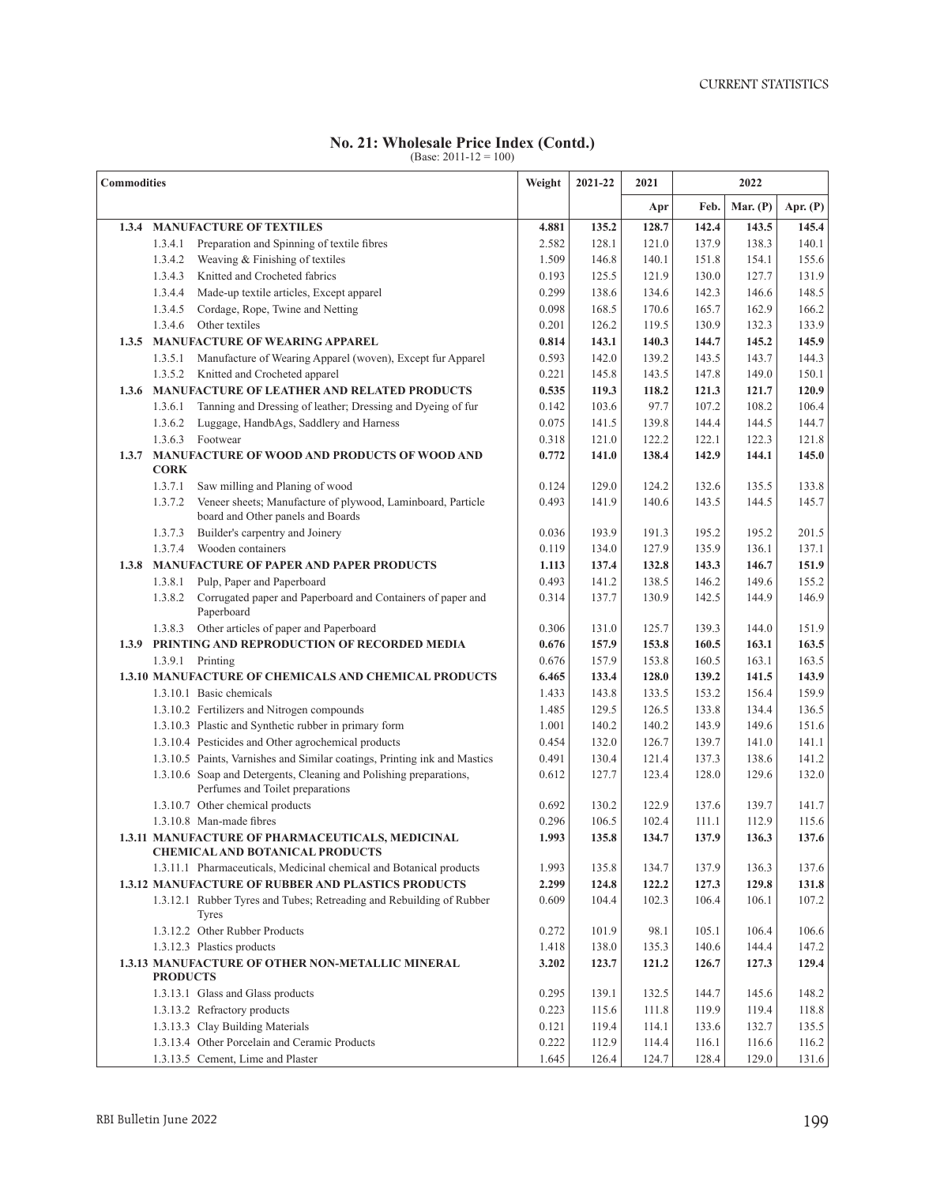## No. 21: Wholesale Price Index (Contd.)

(Base: 2011-12 = 100)

| Commodities | Weight | 2021-22 | 2021 | 2022 | | |
|---|---|---|---|---|---|---|
| | | | Apr | Feb. | Mar. (P) | Apr. (P) |
| **1.3.4 MANUFACTURE OF TEXTILES** | **4.881** | **135.2** | **128.7** | **142.4** | **143.5** | **145.4** |
| 1.3.4.1 Preparation and Spinning of textile fibres | 2.582 | 128.1 | 121.0 | 137.9 | 138.3 | 140.1 |
| 1.3.4.2 Weaving & Finishing of textiles | 1.509 | 146.8 | 140.1 | 151.8 | 154.1 | 155.6 |
| 1.3.4.3 Knitted and Crocheted fabrics | 0.193 | 125.5 | 121.9 | 130.0 | 127.7 | 131.9 |
| 1.3.4.4 Made-up textile articles, Except apparel | 0.299 | 138.6 | 134.6 | 142.3 | 146.6 | 148.5 |
| 1.3.4.5 Cordage, Rope, Twine and Netting | 0.098 | 168.5 | 170.6 | 165.7 | 162.9 | 166.2 |
| 1.3.4.6 Other textiles | 0.201 | 126.2 | 119.5 | 130.9 | 132.3 | 133.9 |
| **1.3.5 MANUFACTURE OF WEARING APPAREL** | **0.814** | **143.1** | **140.3** | **144.7** | **145.2** | **145.9** |
| 1.3.5.1 Manufacture of Wearing Apparel (woven), Except fur Apparel | 0.593 | 142.0 | 139.2 | 143.5 | 143.7 | 144.3 |
| 1.3.5.2 Knitted and Crocheted apparel | 0.221 | 145.8 | 143.5 | 147.8 | 149.0 | 150.1 |
| **1.3.6 MANUFACTURE OF LEATHER AND RELATED PRODUCTS** | **0.535** | **119.3** | **118.2** | **121.3** | **121.7** | **120.9** |
| 1.3.6.1 Tanning and Dressing of leather; Dressing and Dyeing of fur | 0.142 | 103.6 | 97.7 | 107.2 | 108.2 | 106.4 |
| 1.3.6.2 Luggage, HandbAgs, Saddlery and Harness | 0.075 | 141.5 | 139.8 | 144.4 | 144.5 | 144.7 |
| 1.3.6.3 Footwear | 0.318 | 121.0 | 122.2 | 122.1 | 122.3 | 121.8 |
| **1.3.7 MANUFACTURE OF WOOD AND PRODUCTS OF WOOD AND CORK** | **0.772** | **141.0** | **138.4** | **142.9** | **144.1** | **145.0** |
| 1.3.7.1 Saw milling and Planing of wood | 0.124 | 129.0 | 124.2 | 132.6 | 135.5 | 133.8 |
| 1.3.7.2 Veneer sheets; Manufacture of plywood, Laminboard, Particle board and Other panels and Boards | 0.493 | 141.9 | 140.6 | 143.5 | 144.5 | 145.7 |
| 1.3.7.3 Builder's carpentry and Joinery | 0.036 | 193.9 | 191.3 | 195.2 | 195.2 | 201.5 |
| 1.3.7.4 Wooden containers | 0.119 | 134.0 | 127.9 | 135.9 | 136.1 | 137.1 |
| **1.3.8 MANUFACTURE OF PAPER AND PAPER PRODUCTS** | **1.113** | **137.4** | **132.8** | **143.3** | **146.7** | **151.9** |
| 1.3.8.1 Pulp, Paper and Paperboard | 0.493 | 141.2 | 138.5 | 146.2 | 149.6 | 155.2 |
| 1.3.8.2 Corrugated paper and Paperboard and Containers of paper and Paperboard | 0.314 | 137.7 | 130.9 | 142.5 | 144.9 | 146.9 |
| 1.3.8.3 Other articles of paper and Paperboard | 0.306 | 131.0 | 125.7 | 139.3 | 144.0 | 151.9 |
| **1.3.9 PRINTING AND REPRODUCTION OF RECORDED MEDIA** | **0.676** | **157.9** | **153.8** | **160.5** | **163.1** | **163.5** |
| 1.3.9.1 Printing | 0.676 | 157.9 | 153.8 | 160.5 | 163.1 | 163.5 |
| **1.3.10 MANUFACTURE OF CHEMICALS AND CHEMICAL PRODUCTS** | **6.465** | **133.4** | **128.0** | **139.2** | **141.5** | **143.9** |
| 1.3.10.1 Basic chemicals | 1.433 | 143.8 | 133.5 | 153.2 | 156.4 | 159.9 |
| 1.3.10.2 Fertilizers and Nitrogen compounds | 1.485 | 129.5 | 126.5 | 133.8 | 134.4 | 136.5 |
| 1.3.10.3 Plastic and Synthetic rubber in primary form | 1.001 | 140.2 | 140.2 | 143.9 | 149.6 | 151.6 |
| 1.3.10.4 Pesticides and Other agrochemical products | 0.454 | 132.0 | 126.7 | 139.7 | 141.0 | 141.1 |
| 1.3.10.5 Paints, Varnishes and Similar coatings, Printing ink and Mastics | 0.491 | 130.4 | 121.4 | 137.3 | 138.6 | 141.2 |
| 1.3.10.6 Soap and Detergents, Cleaning and Polishing preparations, Perfumes and Toilet preparations | 0.612 | 127.7 | 123.4 | 128.0 | 129.6 | 132.0 |
| 1.3.10.7 Other chemical products | 0.692 | 130.2 | 122.9 | 137.6 | 139.7 | 141.7 |
| 1.3.10.8 Man-made fibres | 0.296 | 106.5 | 102.4 | 111.1 | 112.9 | 115.6 |
| **1.3.11 MANUFACTURE OF PHARMACEUTICALS, MEDICINAL CHEMICAL AND BOTANICAL PRODUCTS** | **1.993** | **135.8** | **134.7** | **137.9** | **136.3** | **137.6** |
| 1.3.11.1 Pharmaceuticals, Medicinal chemical and Botanical products | 1.993 | 135.8 | 134.7 | 137.9 | 136.3 | 137.6 |
| **1.3.12 MANUFACTURE OF RUBBER AND PLASTICS PRODUCTS** | **2.299** | **124.8** | **122.2** | **127.3** | **129.8** | **131.8** |
| 1.3.12.1 Rubber Tyres and Tubes; Retreading and Rebuilding of Rubber Tyres | 0.609 | 104.4 | 102.3 | 106.4 | 106.1 | 107.2 |
| 1.3.12.2 Other Rubber Products | 0.272 | 101.9 | 98.1 | 105.1 | 106.4 | 106.6 |
| 1.3.12.3 Plastics products | 1.418 | 138.0 | 135.3 | 140.6 | 144.4 | 147.2 |
| **1.3.13 MANUFACTURE OF OTHER NON-METALLIC MINERAL PRODUCTS** | **3.202** | **123.7** | **121.2** | **126.7** | **127.3** | **129.4** |
| 1.3.13.1 Glass and Glass products | 0.295 | 139.1 | 132.5 | 144.7 | 145.6 | 148.2 |
| 1.3.13.2 Refractory products | 0.223 | 115.6 | 111.8 | 119.9 | 119.4 | 118.8 |
| 1.3.13.3 Clay Building Materials | 0.121 | 119.4 | 114.1 | 133.6 | 132.7 | 135.5 |
| 1.3.13.4 Other Porcelain and Ceramic Products | 0.222 | 112.9 | 114.4 | 116.1 | 116.6 | 116.2 |
| 1.3.13.5 Cement, Lime and Plaster | 1.645 | 126.4 | 124.7 | 128.4 | 129.0 | 131.6 |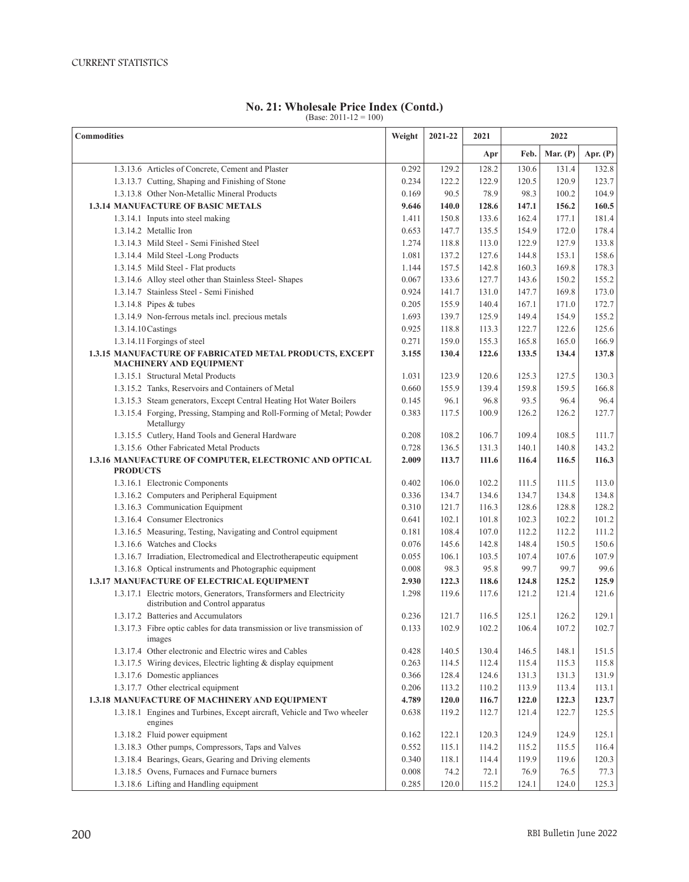## No. 21: Wholesale Price Index (Contd.)

(Base: 2011-12 = 100)

| Commodities | Weight | 2021-22 | 2021 | 2022 | | |
|---|---|---|---|---|---|---|
| | | | Apr | Feb. | Mar. (P) | Apr. (P) |
| 1.3.13.6 Articles of Concrete, Cement and Plaster | 0.292 | 129.2 | 128.2 | 130.6 | 131.4 | 132.8 |
| 1.3.13.7 Cutting, Shaping and Finishing of Stone | 0.234 | 122.2 | 122.9 | 120.5 | 120.9 | 123.7 |
| 1.3.13.8 Other Non-Metallic Mineral Products | 0.169 | 90.5 | 78.9 | 98.3 | 100.2 | 104.9 |
| **1.3.14 MANUFACTURE OF BASIC METALS** | **9.646** | **140.0** | **128.6** | **147.1** | **156.2** | **160.5** |
| 1.3.14.1 Inputs into steel making | 1.411 | 150.8 | 133.6 | 162.4 | 177.1 | 181.4 |
| 1.3.14.2 Metallic Iron | 0.653 | 147.7 | 135.5 | 154.9 | 172.0 | 178.4 |
| 1.3.14.3 Mild Steel - Semi Finished Steel | 1.274 | 118.8 | 113.0 | 122.9 | 127.9 | 133.8 |
| 1.3.14.4 Mild Steel -Long Products | 1.081 | 137.2 | 127.6 | 144.8 | 153.1 | 158.6 |
| 1.3.14.5 Mild Steel - Flat products | 1.144 | 157.5 | 142.8 | 160.3 | 169.8 | 178.3 |
| 1.3.14.6 Alloy steel other than Stainless Steel- Shapes | 0.067 | 133.6 | 127.7 | 143.6 | 150.2 | 155.2 |
| 1.3.14.7 Stainless Steel - Semi Finished | 0.924 | 141.7 | 131.0 | 147.7 | 169.8 | 173.0 |
| 1.3.14.8 Pipes & tubes | 0.205 | 155.9 | 140.4 | 167.1 | 171.0 | 172.7 |
| 1.3.14.9 Non-ferrous metals incl. precious metals | 1.693 | 139.7 | 125.9 | 149.4 | 154.9 | 155.2 |
| 1.3.14.10 Castings | 0.925 | 118.8 | 113.3 | 122.7 | 122.6 | 125.6 |
| 1.3.14.11 Forgings of steel | 0.271 | 159.0 | 155.3 | 165.8 | 165.0 | 166.9 |
| **1.3.15 MANUFACTURE OF FABRICATED METAL PRODUCTS, EXCEPT MACHINERY AND EQUIPMENT** | **3.155** | **130.4** | **122.6** | **133.5** | **134.4** | **137.8** |
| 1.3.15.1 Structural Metal Products | 1.031 | 123.9 | 120.6 | 125.3 | 127.5 | 130.3 |
| 1.3.15.2 Tanks, Reservoirs and Containers of Metal | 0.660 | 155.9 | 139.4 | 159.8 | 159.5 | 166.8 |
| 1.3.15.3 Steam generators, Except Central Heating Hot Water Boilers | 0.145 | 96.1 | 96.8 | 93.5 | 96.4 | 96.4 |
| 1.3.15.4 Forging, Pressing, Stamping and Roll-Forming of Metal; Powder Metallurgy | 0.383 | 117.5 | 100.9 | 126.2 | 126.2 | 127.7 |
| 1.3.15.5 Cutlery, Hand Tools and General Hardware | 0.208 | 108.2 | 106.7 | 109.4 | 108.5 | 111.7 |
| 1.3.15.6 Other Fabricated Metal Products | 0.728 | 136.5 | 131.3 | 140.1 | 140.8 | 143.2 |
| **1.3.16 MANUFACTURE OF COMPUTER, ELECTRONIC AND OPTICAL PRODUCTS** | **2.009** | **113.7** | **111.6** | **116.4** | **116.5** | **116.3** |
| 1.3.16.1 Electronic Components | 0.402 | 106.0 | 102.2 | 111.5 | 111.5 | 113.0 |
| 1.3.16.2 Computers and Peripheral Equipment | 0.336 | 134.7 | 134.6 | 134.7 | 134.8 | 134.8 |
| 1.3.16.3 Communication Equipment | 0.310 | 121.7 | 116.3 | 128.6 | 128.8 | 128.2 |
| 1.3.16.4 Consumer Electronics | 0.641 | 102.1 | 101.8 | 102.3 | 102.2 | 101.2 |
| 1.3.16.5 Measuring, Testing, Navigating and Control equipment | 0.181 | 108.4 | 107.0 | 112.2 | 112.2 | 111.2 |
| 1.3.16.6 Watches and Clocks | 0.076 | 145.6 | 142.8 | 148.4 | 150.5 | 150.6 |
| 1.3.16.7 Irradiation, Electromedical and Electrotherapeutic equipment | 0.055 | 106.1 | 103.5 | 107.4 | 107.6 | 107.9 |
| 1.3.16.8 Optical instruments and Photographic equipment | 0.008 | 98.3 | 95.8 | 99.7 | 99.7 | 99.6 |
| **1.3.17 MANUFACTURE OF ELECTRICAL EQUIPMENT** | **2.930** | **122.3** | **118.6** | **124.8** | **125.2** | **125.9** |
| 1.3.17.1 Electric motors, Generators, Transformers and Electricity distribution and Control apparatus | 1.298 | 119.6 | 117.6 | 121.2 | 121.4 | 121.6 |
| 1.3.17.2 Batteries and Accumulators | 0.236 | 121.7 | 116.5 | 125.1 | 126.2 | 129.1 |
| 1.3.17.3 Fibre optic cables for data transmission or live transmission of images | 0.133 | 102.9 | 102.2 | 106.4 | 107.2 | 102.7 |
| 1.3.17.4 Other electronic and Electric wires and Cables | 0.428 | 140.5 | 130.4 | 146.5 | 148.1 | 151.5 |
| 1.3.17.5 Wiring devices, Electric lighting & display equipment | 0.263 | 114.5 | 112.4 | 115.4 | 115.3 | 115.8 |
| 1.3.17.6 Domestic appliances | 0.366 | 128.4 | 124.6 | 131.3 | 131.3 | 131.9 |
| 1.3.17.7 Other electrical equipment | 0.206 | 113.2 | 110.2 | 113.9 | 113.4 | 113.1 |
| **1.3.18 MANUFACTURE OF MACHINERY AND EQUIPMENT** | **4.789** | **120.0** | **116.7** | **122.0** | **122.3** | **123.7** |
| 1.3.18.1 Engines and Turbines, Except aircraft, Vehicle and Two wheeler engines | 0.638 | 119.2 | 112.7 | 121.4 | 122.7 | 125.5 |
| 1.3.18.2 Fluid power equipment | 0.162 | 122.1 | 120.3 | 124.9 | 124.9 | 125.1 |
| 1.3.18.3 Other pumps, Compressors, Taps and Valves | 0.552 | 115.1 | 114.2 | 115.2 | 115.5 | 116.4 |
| 1.3.18.4 Bearings, Gears, Gearing and Driving elements | 0.340 | 118.1 | 114.4 | 119.9 | 119.6 | 120.3 |
| 1.3.18.5 Ovens, Furnaces and Furnace burners | 0.008 | 74.2 | 72.1 | 76.9 | 76.5 | 77.3 |
| 1.3.18.6 Lifting and Handling equipment | 0.285 | 120.0 | 115.2 | 124.1 | 124.0 | 125.3 |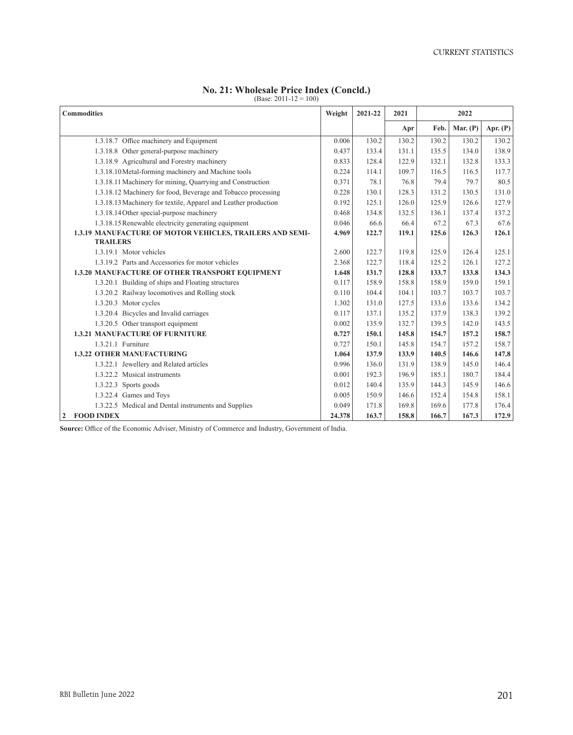## No. 21: Wholesale Price Index (Concld.)

(Base: 2011-12 = 100)

| Commodities | Weight | 2021-22 | 2021 | 2022 | | |
|---|---|---|---|---|---|---|
| | | | Apr | Feb. | Mar. (P) | Apr. (P) |
| 1.3.18.7 Office machinery and Equipment | 0.006 | 130.2 | 130.2 | 130.2 | 130.2 | 130.2 |
| 1.3.18.8 Other general-purpose machinery | 0.437 | 133.4 | 131.1 | 135.5 | 134.0 | 138.9 |
| 1.3.18.9 Agricultural and Forestry machinery | 0.833 | 128.4 | 122.9 | 132.1 | 132.8 | 133.3 |
| 1.3.18.10 Metal-forming machinery and Machine tools | 0.224 | 114.1 | 109.7 | 116.5 | 116.5 | 117.7 |
| 1.3.18.11 Machinery for mining, Quarrying and Construction | 0.371 | 78.1 | 76.8 | 79.4 | 79.7 | 80.5 |
| 1.3.18.12 Machinery for food, Beverage and Tobacco processing | 0.228 | 130.1 | 128.3 | 131.2 | 130.5 | 131.0 |
| 1.3.18.13 Machinery for textile, Apparel and Leather production | 0.192 | 125.1 | 126.0 | 125.9 | 126.6 | 127.9 |
| 1.3.18.14 Other special-purpose machinery | 0.468 | 134.8 | 132.5 | 136.1 | 137.4 | 137.2 |
| 1.3.18.15 Renewable electricity generating equipment | 0.046 | 66.6 | 66.4 | 67.2 | 67.3 | 67.6 |
| **1.3.19 MANUFACTURE OF MOTOR VEHICLES, TRAILERS AND SEMI-TRAILERS** | **4.969** | **122.7** | **119.1** | **125.6** | **126.3** | **126.1** |
| 1.3.19.1 Motor vehicles | 2.600 | 122.7 | 119.8 | 125.9 | 126.4 | 125.1 |
| 1.3.19.2 Parts and Accessories for motor vehicles | 2.368 | 122.7 | 118.4 | 125.2 | 126.1 | 127.2 |
| **1.3.20 MANUFACTURE OF OTHER TRANSPORT EQUIPMENT** | **1.648** | **131.7** | **128.8** | **133.7** | **133.8** | **134.3** |
| 1.3.20.1 Building of ships and Floating structures | 0.117 | 158.9 | 158.8 | 158.9 | 159.0 | 159.1 |
| 1.3.20.2 Railway locomotives and Rolling stock | 0.110 | 104.4 | 104.1 | 103.7 | 103.7 | 103.7 |
| 1.3.20.3 Motor cycles | 1.302 | 131.0 | 127.5 | 133.6 | 133.6 | 134.2 |
| 1.3.20.4 Bicycles and Invalid carriages | 0.117 | 137.1 | 135.2 | 137.9 | 138.3 | 139.2 |
| 1.3.20.5 Other transport equipment | 0.002 | 135.9 | 132.7 | 139.5 | 142.0 | 143.5 |
| **1.3.21 MANUFACTURE OF FURNITURE** | **0.727** | **150.1** | **145.8** | **154.7** | **157.2** | **158.7** |
| 1.3.21.1 Furniture | 0.727 | 150.1 | 145.8 | 154.7 | 157.2 | 158.7 |
| **1.3.22 OTHER MANUFACTURING** | **1.064** | **137.9** | **133.9** | **140.5** | **146.6** | **147.8** |
| 1.3.22.1 Jewellery and Related articles | 0.996 | 136.0 | 131.9 | 138.9 | 145.0 | 146.4 |
| 1.3.22.2 Musical instruments | 0.001 | 192.3 | 196.9 | 185.1 | 180.7 | 184.4 |
| 1.3.22.3 Sports goods | 0.012 | 140.4 | 135.9 | 144.3 | 145.9 | 146.6 |
| 1.3.22.4 Games and Toys | 0.005 | 150.9 | 146.6 | 152.4 | 154.8 | 158.1 |
| 1.3.22.5 Medical and Dental instruments and Supplies | 0.049 | 171.8 | 169.8 | 169.6 | 177.8 | 176.4 |
| **2 FOOD INDEX** | **24.378** | **163.7** | **158.8** | **166.7** | **167.3** | **172.9** |

**Source:** Office of the Economic Adviser, Ministry of Commerce and Industry, Government of India.